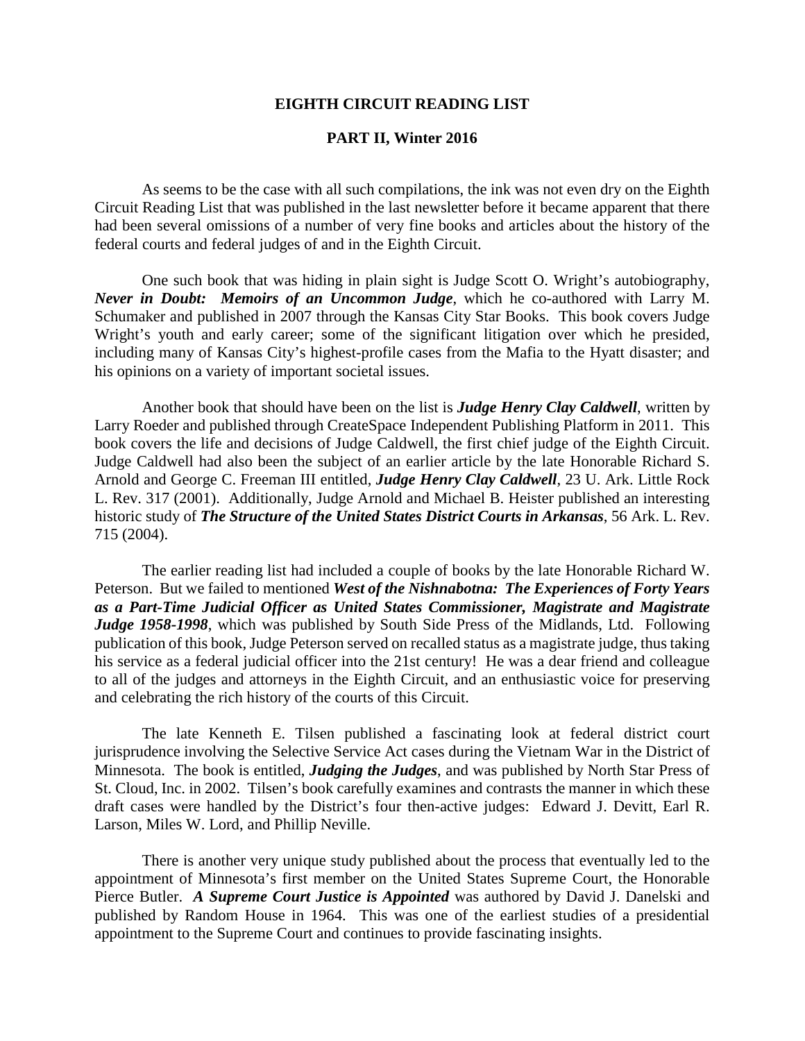# EIGHTH CIRCUIT READING LIST

## PART II, Winter 2016

As seems to be the case with all such compilations, the ink was not even dry on the Eighth Circuit Reading List that was published in the last newsletter before it became apparent that there had been several omissions of a number of very fine books and articles about the history of the federal courts and federal judges of and in the Eighth Circuit.

One such book that was hiding in plain sight is Judge Scott O. Wright's autobiography, ***Never in Doubt: Memoirs of an Uncommon Judge***, which he co-authored with Larry M. Schumaker and published in 2007 through the Kansas City Star Books. This book covers Judge Wright's youth and early career; some of the significant litigation over which he presided, including many of Kansas City's highest-profile cases from the Mafia to the Hyatt disaster; and his opinions on a variety of important societal issues.

Another book that should have been on the list is ***Judge Henry Clay Caldwell***, written by Larry Roeder and published through CreateSpace Independent Publishing Platform in 2011. This book covers the life and decisions of Judge Caldwell, the first chief judge of the Eighth Circuit. Judge Caldwell had also been the subject of an earlier article by the late Honorable Richard S. Arnold and George C. Freeman III entitled, ***Judge Henry Clay Caldwell***, 23 U. Ark. Little Rock L. Rev. 317 (2001). Additionally, Judge Arnold and Michael B. Heister published an interesting historic study of ***The Structure of the United States District Courts in Arkansas***, 56 Ark. L. Rev. 715 (2004).

The earlier reading list had included a couple of books by the late Honorable Richard W. Peterson. But we failed to mentioned ***West of the Nishnabotna: The Experiences of Forty Years as a Part-Time Judicial Officer as United States Commissioner, Magistrate and Magistrate Judge 1958-1998***, which was published by South Side Press of the Midlands, Ltd. Following publication of this book, Judge Peterson served on recalled status as a magistrate judge, thus taking his service as a federal judicial officer into the 21st century! He was a dear friend and colleague to all of the judges and attorneys in the Eighth Circuit, and an enthusiastic voice for preserving and celebrating the rich history of the courts of this Circuit.

The late Kenneth E. Tilsen published a fascinating look at federal district court jurisprudence involving the Selective Service Act cases during the Vietnam War in the District of Minnesota. The book is entitled, ***Judging the Judges***, and was published by North Star Press of St. Cloud, Inc. in 2002. Tilsen's book carefully examines and contrasts the manner in which these draft cases were handled by the District's four then-active judges: Edward J. Devitt, Earl R. Larson, Miles W. Lord, and Phillip Neville.

There is another very unique study published about the process that eventually led to the appointment of Minnesota's first member on the United States Supreme Court, the Honorable Pierce Butler. ***A Supreme Court Justice is Appointed*** was authored by David J. Danelski and published by Random House in 1964. This was one of the earliest studies of a presidential appointment to the Supreme Court and continues to provide fascinating insights.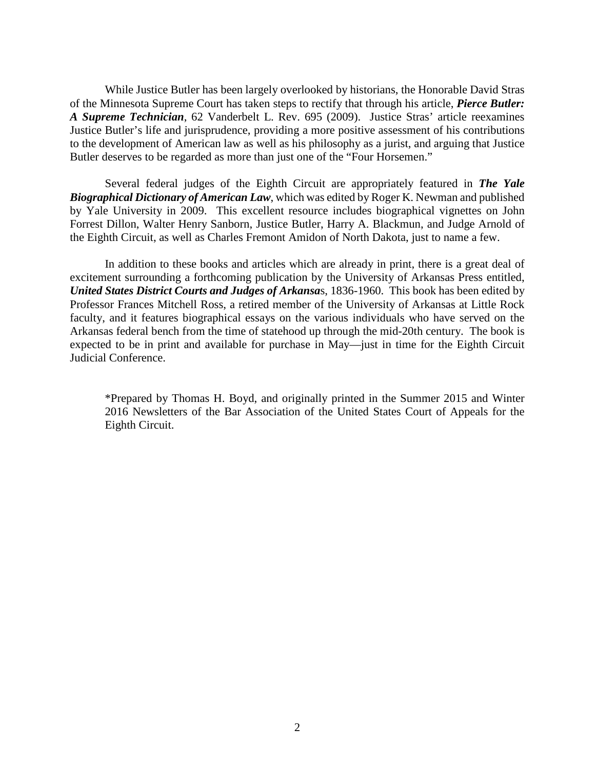While Justice Butler has been largely overlooked by historians, the Honorable David Stras of the Minnesota Supreme Court has taken steps to rectify that through his article, ***Pierce Butler: A Supreme Technician***, 62 Vanderbelt L. Rev. 695 (2009). Justice Stras' article reexamines Justice Butler's life and jurisprudence, providing a more positive assessment of his contributions to the development of American law as well as his philosophy as a jurist, and arguing that Justice Butler deserves to be regarded as more than just one of the "Four Horsemen."

Several federal judges of the Eighth Circuit are appropriately featured in ***The Yale Biographical Dictionary of American Law***, which was edited by Roger K. Newman and published by Yale University in 2009. This excellent resource includes biographical vignettes on John Forrest Dillon, Walter Henry Sanborn, Justice Butler, Harry A. Blackmun, and Judge Arnold of the Eighth Circuit, as well as Charles Fremont Amidon of North Dakota, just to name a few.

In addition to these books and articles which are already in print, there is a great deal of excitement surrounding a forthcoming publication by the University of Arkansas Press entitled, ***United States District Courts and Judges of Arkansa***s, 1836-1960. This book has been edited by Professor Frances Mitchell Ross, a retired member of the University of Arkansas at Little Rock faculty, and it features biographical essays on the various individuals who have served on the Arkansas federal bench from the time of statehood up through the mid-20th century. The book is expected to be in print and available for purchase in May—just in time for the Eighth Circuit Judicial Conference.

*Prepared by Thomas H. Boyd, and originally printed in the Summer 2015 and Winter 2016 Newsletters of the Bar Association of the United States Court of Appeals for the Eighth Circuit.